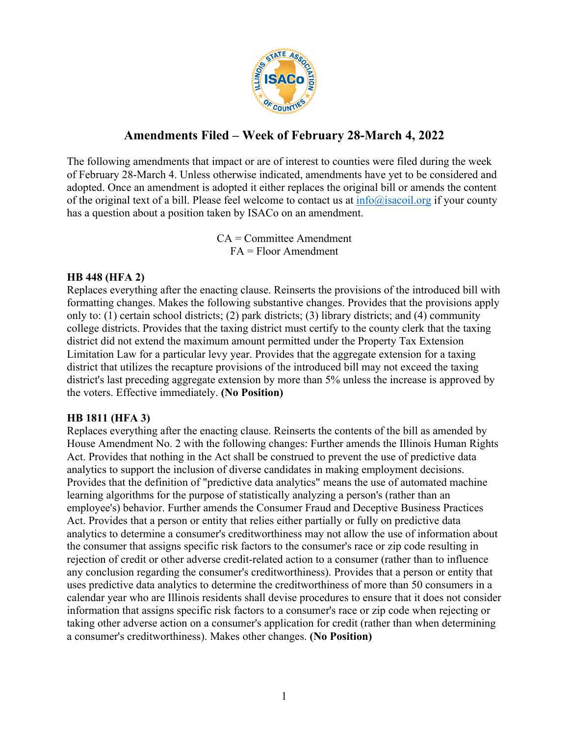# Amendments Filed – Week of February 28-March 4, 2022

The following amendments that impact or are of interest to counties were filed during the week of February 28-March 4. Unless otherwise indicated, amendments have yet to be considered and adopted. Once an amendment is adopted it either replaces the original bill or amends the content of the original text of a bill. Please feel welcome to contact us at info@isacoil.org if your county has a question about a position taken by ISACo on an amendment.

CA = Committee Amendment
FA = Floor Amendment

**HB 448 (HFA 2)**
Replaces everything after the enacting clause. Reinserts the provisions of the introduced bill with formatting changes. Makes the following substantive changes. Provides that the provisions apply only to: (1) certain school districts; (2) park districts; (3) library districts; and (4) community college districts. Provides that the taxing district must certify to the county clerk that the taxing district did not extend the maximum amount permitted under the Property Tax Extension Limitation Law for a particular levy year. Provides that the aggregate extension for a taxing district that utilizes the recapture provisions of the introduced bill may not exceed the taxing district's last preceding aggregate extension by more than 5% unless the increase is approved by the voters. Effective immediately. **(No Position)**

**HB 1811 (HFA 3)**
Replaces everything after the enacting clause. Reinserts the contents of the bill as amended by House Amendment No. 2 with the following changes: Further amends the Illinois Human Rights Act. Provides that nothing in the Act shall be construed to prevent the use of predictive data analytics to support the inclusion of diverse candidates in making employment decisions. Provides that the definition of "predictive data analytics" means the use of automated machine learning algorithms for the purpose of statistically analyzing a person's (rather than an employee's) behavior. Further amends the Consumer Fraud and Deceptive Business Practices Act. Provides that a person or entity that relies either partially or fully on predictive data analytics to determine a consumer's creditworthiness may not allow the use of information about the consumer that assigns specific risk factors to the consumer's race or zip code resulting in rejection of credit or other adverse credit-related action to a consumer (rather than to influence any conclusion regarding the consumer's creditworthiness). Provides that a person or entity that uses predictive data analytics to determine the creditworthiness of more than 50 consumers in a calendar year who are Illinois residents shall devise procedures to ensure that it does not consider information that assigns specific risk factors to a consumer's race or zip code when rejecting or taking other adverse action on a consumer's application for credit (rather than when determining a consumer's creditworthiness). Makes other changes. **(No Position)**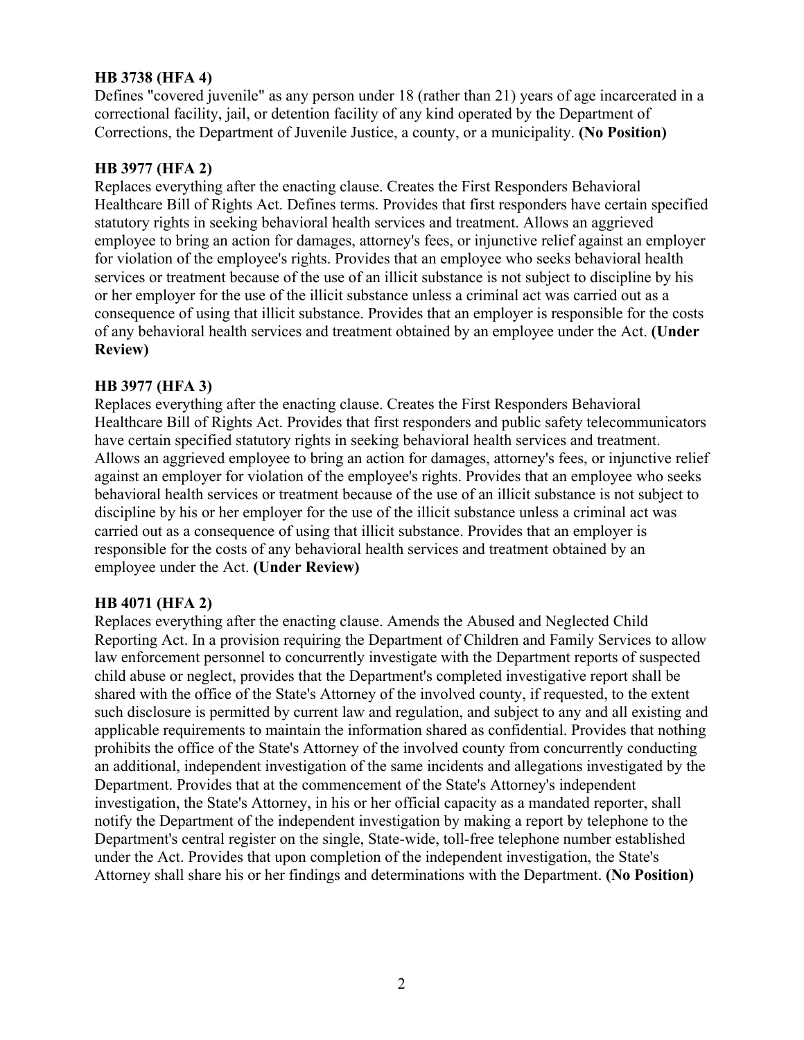**HB 3738 (HFA 4)**
Defines "covered juvenile" as any person under 18 (rather than 21) years of age incarcerated in a correctional facility, jail, or detention facility of any kind operated by the Department of Corrections, the Department of Juvenile Justice, a county, or a municipality. **(No Position)**

**HB 3977 (HFA 2)**
Replaces everything after the enacting clause. Creates the First Responders Behavioral Healthcare Bill of Rights Act. Defines terms. Provides that first responders have certain specified statutory rights in seeking behavioral health services and treatment. Allows an aggrieved employee to bring an action for damages, attorney's fees, or injunctive relief against an employer for violation of the employee's rights. Provides that an employee who seeks behavioral health services or treatment because of the use of an illicit substance is not subject to discipline by his or her employer for the use of the illicit substance unless a criminal act was carried out as a consequence of using that illicit substance. Provides that an employer is responsible for the costs of any behavioral health services and treatment obtained by an employee under the Act. **(Under Review)**

**HB 3977 (HFA 3)**
Replaces everything after the enacting clause. Creates the First Responders Behavioral Healthcare Bill of Rights Act. Provides that first responders and public safety telecommunicators have certain specified statutory rights in seeking behavioral health services and treatment. Allows an aggrieved employee to bring an action for damages, attorney's fees, or injunctive relief against an employer for violation of the employee's rights. Provides that an employee who seeks behavioral health services or treatment because of the use of an illicit substance is not subject to discipline by his or her employer for the use of the illicit substance unless a criminal act was carried out as a consequence of using that illicit substance. Provides that an employer is responsible for the costs of any behavioral health services and treatment obtained by an employee under the Act. **(Under Review)**

**HB 4071 (HFA 2)**
Replaces everything after the enacting clause. Amends the Abused and Neglected Child Reporting Act. In a provision requiring the Department of Children and Family Services to allow law enforcement personnel to concurrently investigate with the Department reports of suspected child abuse or neglect, provides that the Department's completed investigative report shall be shared with the office of the State's Attorney of the involved county, if requested, to the extent such disclosure is permitted by current law and regulation, and subject to any and all existing and applicable requirements to maintain the information shared as confidential. Provides that nothing prohibits the office of the State's Attorney of the involved county from concurrently conducting an additional, independent investigation of the same incidents and allegations investigated by the Department. Provides that at the commencement of the State's Attorney's independent investigation, the State's Attorney, in his or her official capacity as a mandated reporter, shall notify the Department of the independent investigation by making a report by telephone to the Department's central register on the single, State-wide, toll-free telephone number established under the Act. Provides that upon completion of the independent investigation, the State's Attorney shall share his or her findings and determinations with the Department. **(No Position)**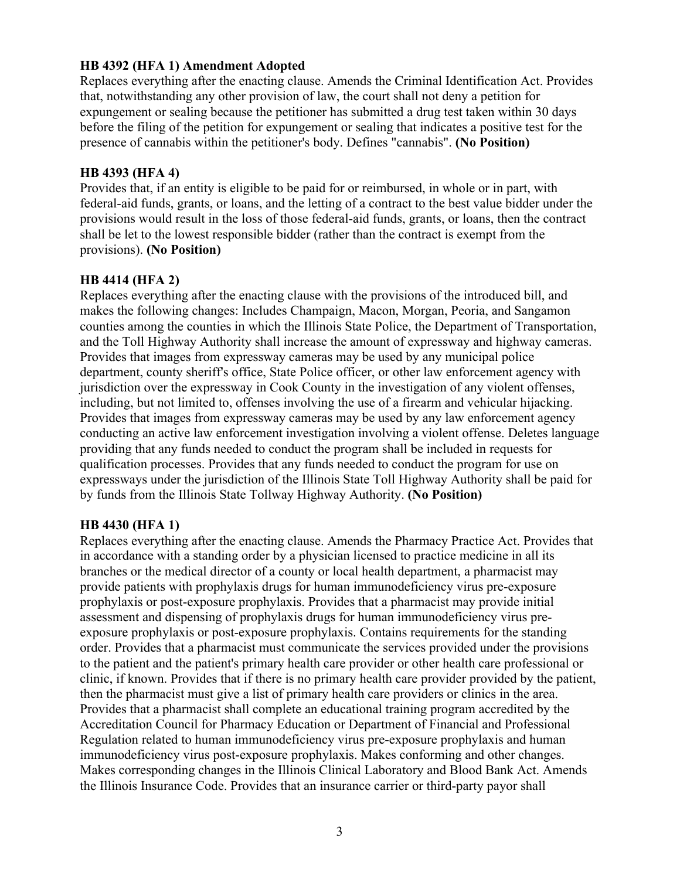**HB 4392 (HFA 1) Amendment Adopted**
Replaces everything after the enacting clause. Amends the Criminal Identification Act. Provides that, notwithstanding any other provision of law, the court shall not deny a petition for expungement or sealing because the petitioner has submitted a drug test taken within 30 days before the filing of the petition for expungement or sealing that indicates a positive test for the presence of cannabis within the petitioner's body. Defines "cannabis". **(No Position)**

**HB 4393 (HFA 4)**
Provides that, if an entity is eligible to be paid for or reimbursed, in whole or in part, with federal-aid funds, grants, or loans, and the letting of a contract to the best value bidder under the provisions would result in the loss of those federal-aid funds, grants, or loans, then the contract shall be let to the lowest responsible bidder (rather than the contract is exempt from the provisions). **(No Position)**

**HB 4414 (HFA 2)**
Replaces everything after the enacting clause with the provisions of the introduced bill, and makes the following changes: Includes Champaign, Macon, Morgan, Peoria, and Sangamon counties among the counties in which the Illinois State Police, the Department of Transportation, and the Toll Highway Authority shall increase the amount of expressway and highway cameras. Provides that images from expressway cameras may be used by any municipal police department, county sheriff's office, State Police officer, or other law enforcement agency with jurisdiction over the expressway in Cook County in the investigation of any violent offenses, including, but not limited to, offenses involving the use of a firearm and vehicular hijacking. Provides that images from expressway cameras may be used by any law enforcement agency conducting an active law enforcement investigation involving a violent offense. Deletes language providing that any funds needed to conduct the program shall be included in requests for qualification processes. Provides that any funds needed to conduct the program for use on expressways under the jurisdiction of the Illinois State Toll Highway Authority shall be paid for by funds from the Illinois State Tollway Highway Authority. **(No Position)**

**HB 4430 (HFA 1)**
Replaces everything after the enacting clause. Amends the Pharmacy Practice Act. Provides that in accordance with a standing order by a physician licensed to practice medicine in all its branches or the medical director of a county or local health department, a pharmacist may provide patients with prophylaxis drugs for human immunodeficiency virus pre-exposure prophylaxis or post-exposure prophylaxis. Provides that a pharmacist may provide initial assessment and dispensing of prophylaxis drugs for human immunodeficiency virus pre-exposure prophylaxis or post-exposure prophylaxis. Contains requirements for the standing order. Provides that a pharmacist must communicate the services provided under the provisions to the patient and the patient's primary health care provider or other health care professional or clinic, if known. Provides that if there is no primary health care provider provided by the patient, then the pharmacist must give a list of primary health care providers or clinics in the area. Provides that a pharmacist shall complete an educational training program accredited by the Accreditation Council for Pharmacy Education or Department of Financial and Professional Regulation related to human immunodeficiency virus pre-exposure prophylaxis and human immunodeficiency virus post-exposure prophylaxis. Makes conforming and other changes. Makes corresponding changes in the Illinois Clinical Laboratory and Blood Bank Act. Amends the Illinois Insurance Code. Provides that an insurance carrier or third-party payor shall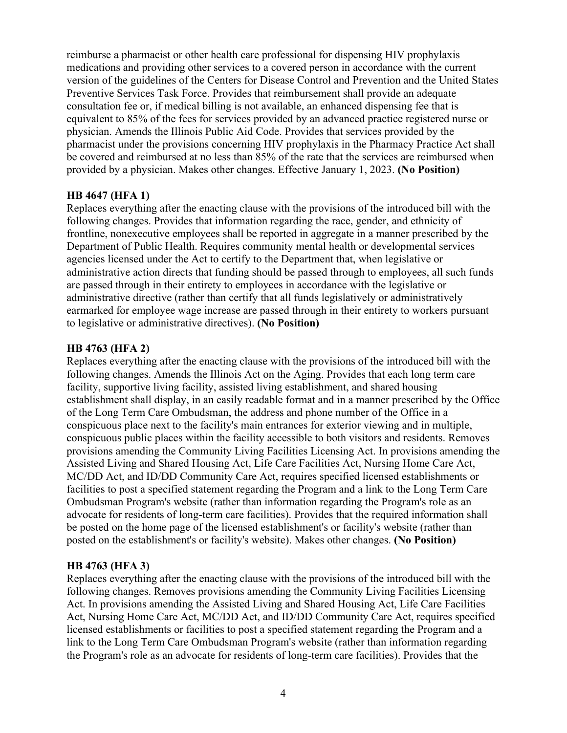reimburse a pharmacist or other health care professional for dispensing HIV prophylaxis medications and providing other services to a covered person in accordance with the current version of the guidelines of the Centers for Disease Control and Prevention and the United States Preventive Services Task Force. Provides that reimbursement shall provide an adequate consultation fee or, if medical billing is not available, an enhanced dispensing fee that is equivalent to 85% of the fees for services provided by an advanced practice registered nurse or physician. Amends the Illinois Public Aid Code. Provides that services provided by the pharmacist under the provisions concerning HIV prophylaxis in the Pharmacy Practice Act shall be covered and reimbursed at no less than 85% of the rate that the services are reimbursed when provided by a physician. Makes other changes. Effective January 1, 2023. **(No Position)**

**HB 4647 (HFA 1)**
Replaces everything after the enacting clause with the provisions of the introduced bill with the following changes. Provides that information regarding the race, gender, and ethnicity of frontline, nonexecutive employees shall be reported in aggregate in a manner prescribed by the Department of Public Health. Requires community mental health or developmental services agencies licensed under the Act to certify to the Department that, when legislative or administrative action directs that funding should be passed through to employees, all such funds are passed through in their entirety to employees in accordance with the legislative or administrative directive (rather than certify that all funds legislatively or administratively earmarked for employee wage increase are passed through in their entirety to workers pursuant to legislative or administrative directives). **(No Position)**

**HB 4763 (HFA 2)**
Replaces everything after the enacting clause with the provisions of the introduced bill with the following changes. Amends the Illinois Act on the Aging. Provides that each long term care facility, supportive living facility, assisted living establishment, and shared housing establishment shall display, in an easily readable format and in a manner prescribed by the Office of the Long Term Care Ombudsman, the address and phone number of the Office in a conspicuous place next to the facility's main entrances for exterior viewing and in multiple, conspicuous public places within the facility accessible to both visitors and residents. Removes provisions amending the Community Living Facilities Licensing Act. In provisions amending the Assisted Living and Shared Housing Act, Life Care Facilities Act, Nursing Home Care Act, MC/DD Act, and ID/DD Community Care Act, requires specified licensed establishments or facilities to post a specified statement regarding the Program and a link to the Long Term Care Ombudsman Program's website (rather than information regarding the Program's role as an advocate for residents of long-term care facilities). Provides that the required information shall be posted on the home page of the licensed establishment's or facility's website (rather than posted on the establishment's or facility's website). Makes other changes. **(No Position)**

**HB 4763 (HFA 3)**
Replaces everything after the enacting clause with the provisions of the introduced bill with the following changes. Removes provisions amending the Community Living Facilities Licensing Act. In provisions amending the Assisted Living and Shared Housing Act, Life Care Facilities Act, Nursing Home Care Act, MC/DD Act, and ID/DD Community Care Act, requires specified licensed establishments or facilities to post a specified statement regarding the Program and a link to the Long Term Care Ombudsman Program's website (rather than information regarding the Program's role as an advocate for residents of long-term care facilities). Provides that the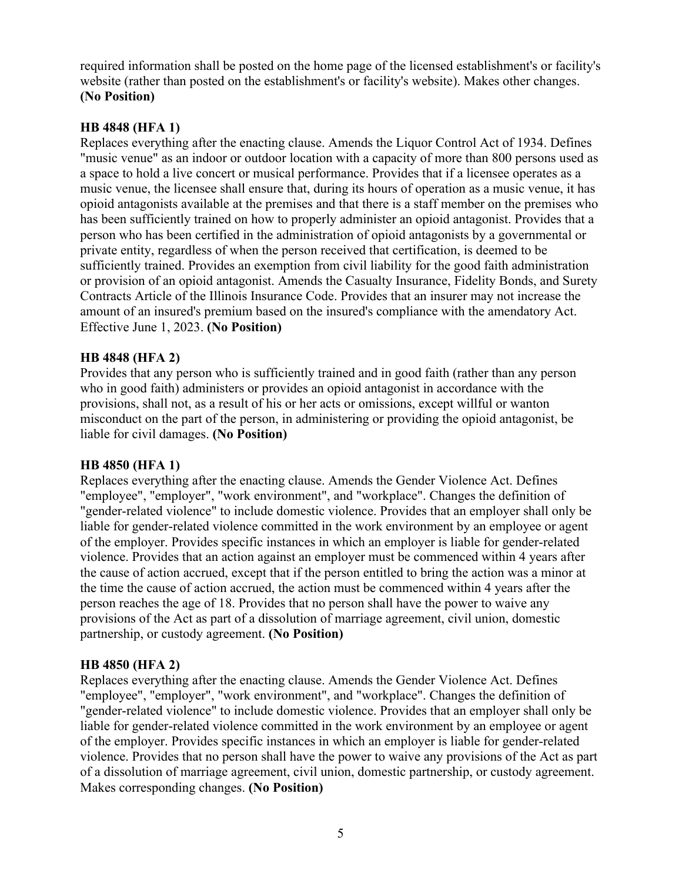required information shall be posted on the home page of the licensed establishment's or facility's website (rather than posted on the establishment's or facility's website). Makes other changes. **(No Position)**

**HB 4848 (HFA 1)**
Replaces everything after the enacting clause. Amends the Liquor Control Act of 1934. Defines "music venue" as an indoor or outdoor location with a capacity of more than 800 persons used as a space to hold a live concert or musical performance. Provides that if a licensee operates as a music venue, the licensee shall ensure that, during its hours of operation as a music venue, it has opioid antagonists available at the premises and that there is a staff member on the premises who has been sufficiently trained on how to properly administer an opioid antagonist. Provides that a person who has been certified in the administration of opioid antagonists by a governmental or private entity, regardless of when the person received that certification, is deemed to be sufficiently trained. Provides an exemption from civil liability for the good faith administration or provision of an opioid antagonist. Amends the Casualty Insurance, Fidelity Bonds, and Surety Contracts Article of the Illinois Insurance Code. Provides that an insurer may not increase the amount of an insured's premium based on the insured's compliance with the amendatory Act. Effective June 1, 2023. **(No Position)**

**HB 4848 (HFA 2)**
Provides that any person who is sufficiently trained and in good faith (rather than any person who in good faith) administers or provides an opioid antagonist in accordance with the provisions, shall not, as a result of his or her acts or omissions, except willful or wanton misconduct on the part of the person, in administering or providing the opioid antagonist, be liable for civil damages. **(No Position)**

**HB 4850 (HFA 1)**
Replaces everything after the enacting clause. Amends the Gender Violence Act. Defines "employee", "employer", "work environment", and "workplace". Changes the definition of "gender-related violence" to include domestic violence. Provides that an employer shall only be liable for gender-related violence committed in the work environment by an employee or agent of the employer. Provides specific instances in which an employer is liable for gender-related violence. Provides that an action against an employer must be commenced within 4 years after the cause of action accrued, except that if the person entitled to bring the action was a minor at the time the cause of action accrued, the action must be commenced within 4 years after the person reaches the age of 18. Provides that no person shall have the power to waive any provisions of the Act as part of a dissolution of marriage agreement, civil union, domestic partnership, or custody agreement. **(No Position)**

**HB 4850 (HFA 2)**
Replaces everything after the enacting clause. Amends the Gender Violence Act. Defines "employee", "employer", "work environment", and "workplace". Changes the definition of "gender-related violence" to include domestic violence. Provides that an employer shall only be liable for gender-related violence committed in the work environment by an employee or agent of the employer. Provides specific instances in which an employer is liable for gender-related violence. Provides that no person shall have the power to waive any provisions of the Act as part of a dissolution of marriage agreement, civil union, domestic partnership, or custody agreement. Makes corresponding changes. **(No Position)**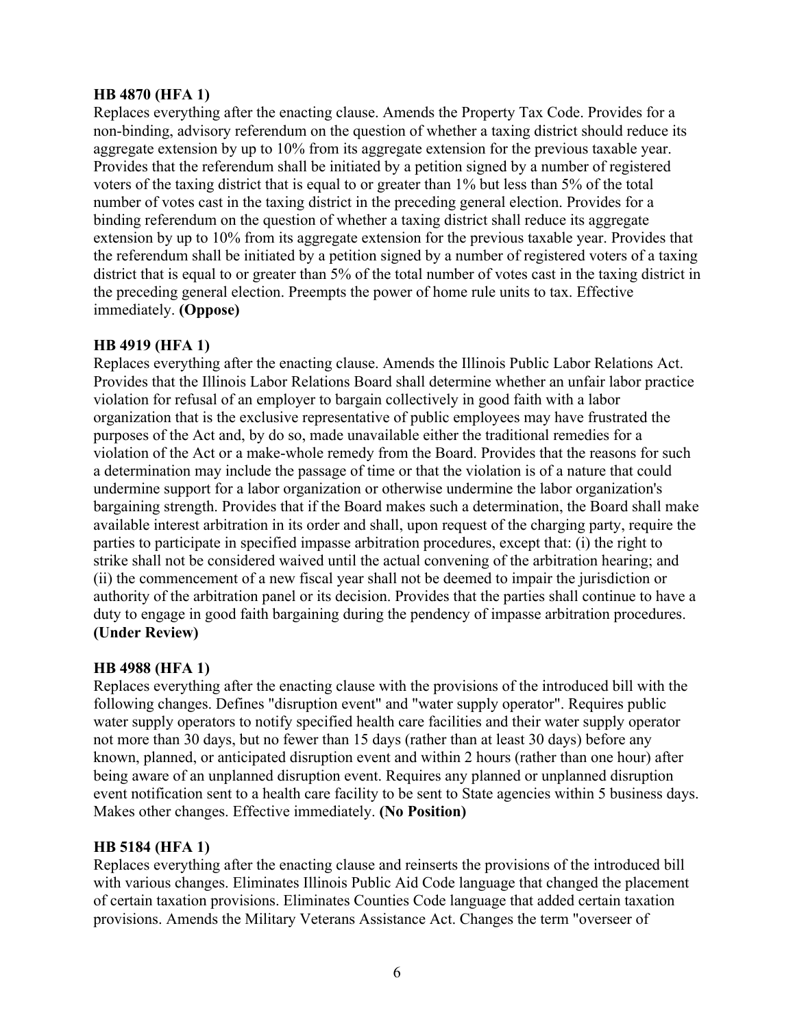**HB 4870 (HFA 1)**
Replaces everything after the enacting clause. Amends the Property Tax Code. Provides for a non-binding, advisory referendum on the question of whether a taxing district should reduce its aggregate extension by up to 10% from its aggregate extension for the previous taxable year. Provides that the referendum shall be initiated by a petition signed by a number of registered voters of the taxing district that is equal to or greater than 1% but less than 5% of the total number of votes cast in the taxing district in the preceding general election. Provides for a binding referendum on the question of whether a taxing district shall reduce its aggregate extension by up to 10% from its aggregate extension for the previous taxable year. Provides that the referendum shall be initiated by a petition signed by a number of registered voters of a taxing district that is equal to or greater than 5% of the total number of votes cast in the taxing district in the preceding general election. Preempts the power of home rule units to tax. Effective immediately. **(Oppose)**

**HB 4919 (HFA 1)**
Replaces everything after the enacting clause. Amends the Illinois Public Labor Relations Act. Provides that the Illinois Labor Relations Board shall determine whether an unfair labor practice violation for refusal of an employer to bargain collectively in good faith with a labor organization that is the exclusive representative of public employees may have frustrated the purposes of the Act and, by do so, made unavailable either the traditional remedies for a violation of the Act or a make-whole remedy from the Board. Provides that the reasons for such a determination may include the passage of time or that the violation is of a nature that could undermine support for a labor organization or otherwise undermine the labor organization's bargaining strength. Provides that if the Board makes such a determination, the Board shall make available interest arbitration in its order and shall, upon request of the charging party, require the parties to participate in specified impasse arbitration procedures, except that: (i) the right to strike shall not be considered waived until the actual convening of the arbitration hearing; and (ii) the commencement of a new fiscal year shall not be deemed to impair the jurisdiction or authority of the arbitration panel or its decision. Provides that the parties shall continue to have a duty to engage in good faith bargaining during the pendency of impasse arbitration procedures. **(Under Review)**

**HB 4988 (HFA 1)**
Replaces everything after the enacting clause with the provisions of the introduced bill with the following changes. Defines "disruption event" and "water supply operator". Requires public water supply operators to notify specified health care facilities and their water supply operator not more than 30 days, but no fewer than 15 days (rather than at least 30 days) before any known, planned, or anticipated disruption event and within 2 hours (rather than one hour) after being aware of an unplanned disruption event. Requires any planned or unplanned disruption event notification sent to a health care facility to be sent to State agencies within 5 business days. Makes other changes. Effective immediately. **(No Position)**

**HB 5184 (HFA 1)**
Replaces everything after the enacting clause and reinserts the provisions of the introduced bill with various changes. Eliminates Illinois Public Aid Code language that changed the placement of certain taxation provisions. Eliminates Counties Code language that added certain taxation provisions. Amends the Military Veterans Assistance Act. Changes the term "overseer of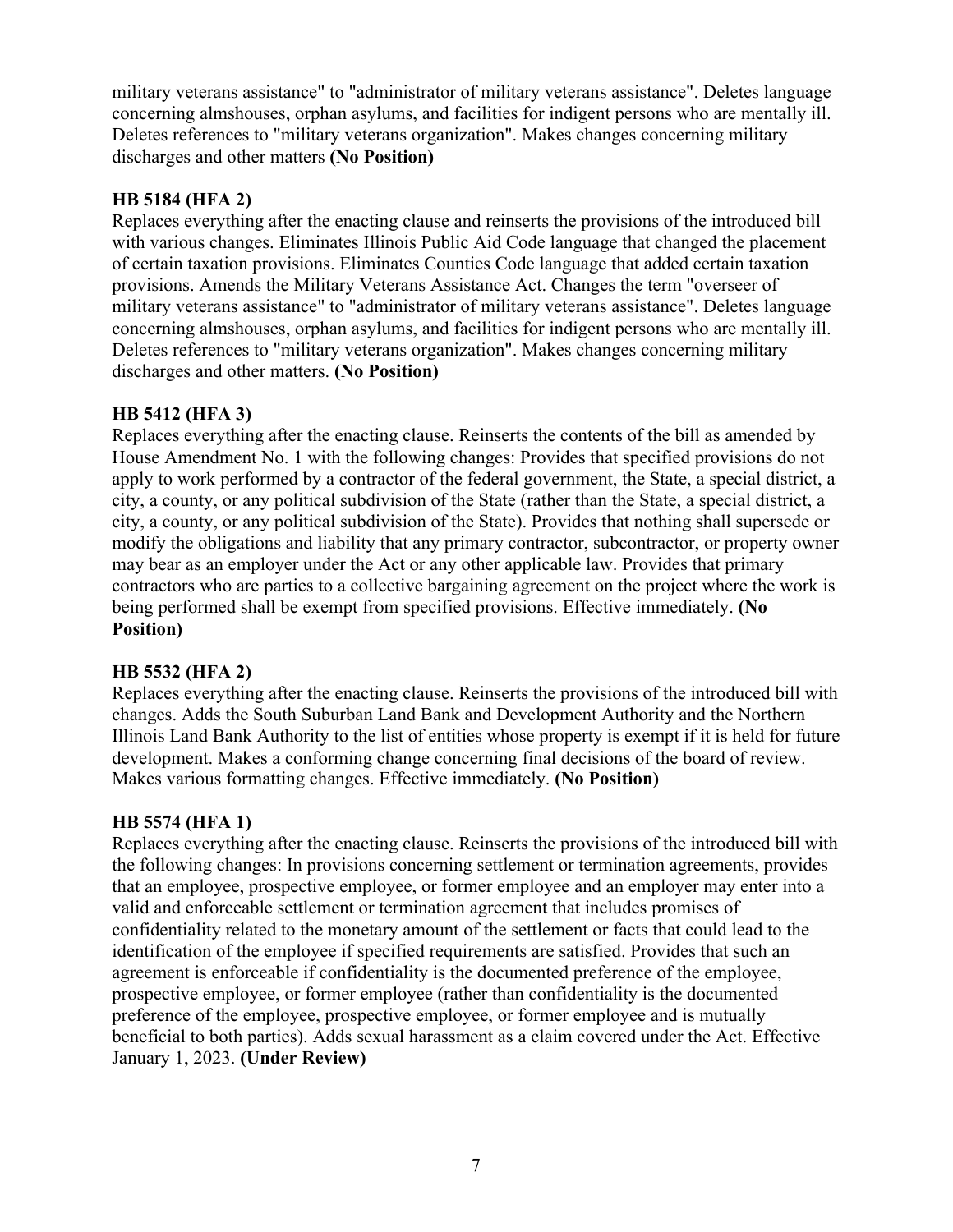military veterans assistance" to "administrator of military veterans assistance". Deletes language concerning almshouses, orphan asylums, and facilities for indigent persons who are mentally ill. Deletes references to "military veterans organization". Makes changes concerning military discharges and other matters **(No Position)**

**HB 5184 (HFA 2)**
Replaces everything after the enacting clause and reinserts the provisions of the introduced bill with various changes. Eliminates Illinois Public Aid Code language that changed the placement of certain taxation provisions. Eliminates Counties Code language that added certain taxation provisions. Amends the Military Veterans Assistance Act. Changes the term "overseer of military veterans assistance" to "administrator of military veterans assistance". Deletes language concerning almshouses, orphan asylums, and facilities for indigent persons who are mentally ill. Deletes references to "military veterans organization". Makes changes concerning military discharges and other matters. **(No Position)**

**HB 5412 (HFA 3)**
Replaces everything after the enacting clause. Reinserts the contents of the bill as amended by House Amendment No. 1 with the following changes: Provides that specified provisions do not apply to work performed by a contractor of the federal government, the State, a special district, a city, a county, or any political subdivision of the State (rather than the State, a special district, a city, a county, or any political subdivision of the State). Provides that nothing shall supersede or modify the obligations and liability that any primary contractor, subcontractor, or property owner may bear as an employer under the Act or any other applicable law. Provides that primary contractors who are parties to a collective bargaining agreement on the project where the work is being performed shall be exempt from specified provisions. Effective immediately. **(No Position)**

**HB 5532 (HFA 2)**
Replaces everything after the enacting clause. Reinserts the provisions of the introduced bill with changes. Adds the South Suburban Land Bank and Development Authority and the Northern Illinois Land Bank Authority to the list of entities whose property is exempt if it is held for future development. Makes a conforming change concerning final decisions of the board of review. Makes various formatting changes. Effective immediately. **(No Position)**

**HB 5574 (HFA 1)**
Replaces everything after the enacting clause. Reinserts the provisions of the introduced bill with the following changes: In provisions concerning settlement or termination agreements, provides that an employee, prospective employee, or former employee and an employer may enter into a valid and enforceable settlement or termination agreement that includes promises of confidentiality related to the monetary amount of the settlement or facts that could lead to the identification of the employee if specified requirements are satisfied. Provides that such an agreement is enforceable if confidentiality is the documented preference of the employee, prospective employee, or former employee (rather than confidentiality is the documented preference of the employee, prospective employee, or former employee and is mutually beneficial to both parties). Adds sexual harassment as a claim covered under the Act. Effective January 1, 2023. **(Under Review)**